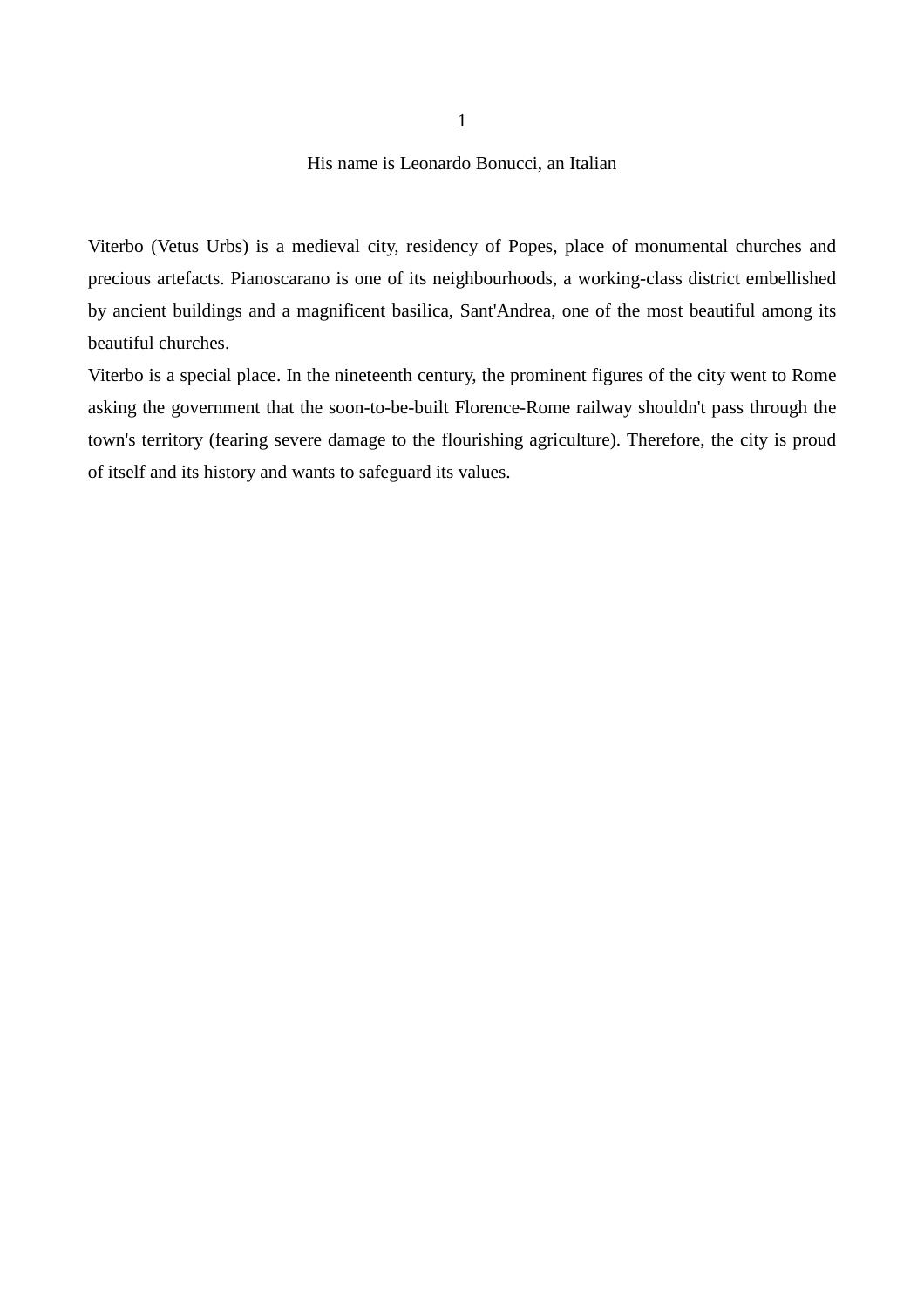# 1

## His name is Leonardo Bonucci, an Italian

Viterbo (Vetus Urbs) is a medieval city, residency of Popes, place of monumental churches and precious artefacts. Pianoscarano is one of its neighbourhoods, a working-class district embellished by ancient buildings and a magnificent basilica, Sant'Andrea, one of the most beautiful among its beautiful churches.

Viterbo is a special place. In the nineteenth century, the prominent figures of the city went to Rome asking the government that the soon-to-be-built Florence-Rome railway shouldn't pass through the town's territory (fearing severe damage to the flourishing agriculture). Therefore, the city is proud of itself and its history and wants to safeguard its values.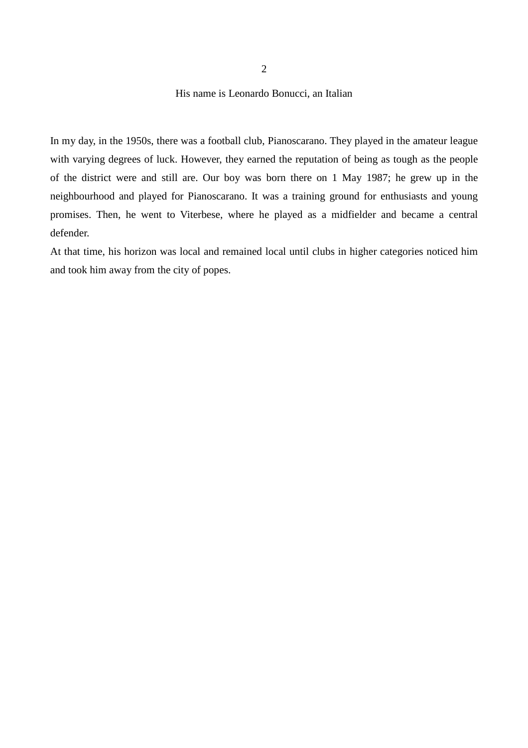## 2

## His name is Leonardo Bonucci, an Italian

In my day, in the 1950s, there was a football club, Pianoscarano. They played in the amateur league with varying degrees of luck. However, they earned the reputation of being as tough as the people of the district were and still are. Our boy was born there on 1 May 1987; he grew up in the neighbourhood and played for Pianoscarano. It was a training ground for enthusiasts and young promises. Then, he went to Viterbese, where he played as a midfielder and became a central defender.

At that time, his horizon was local and remained local until clubs in higher categories noticed him and took him away from the city of popes.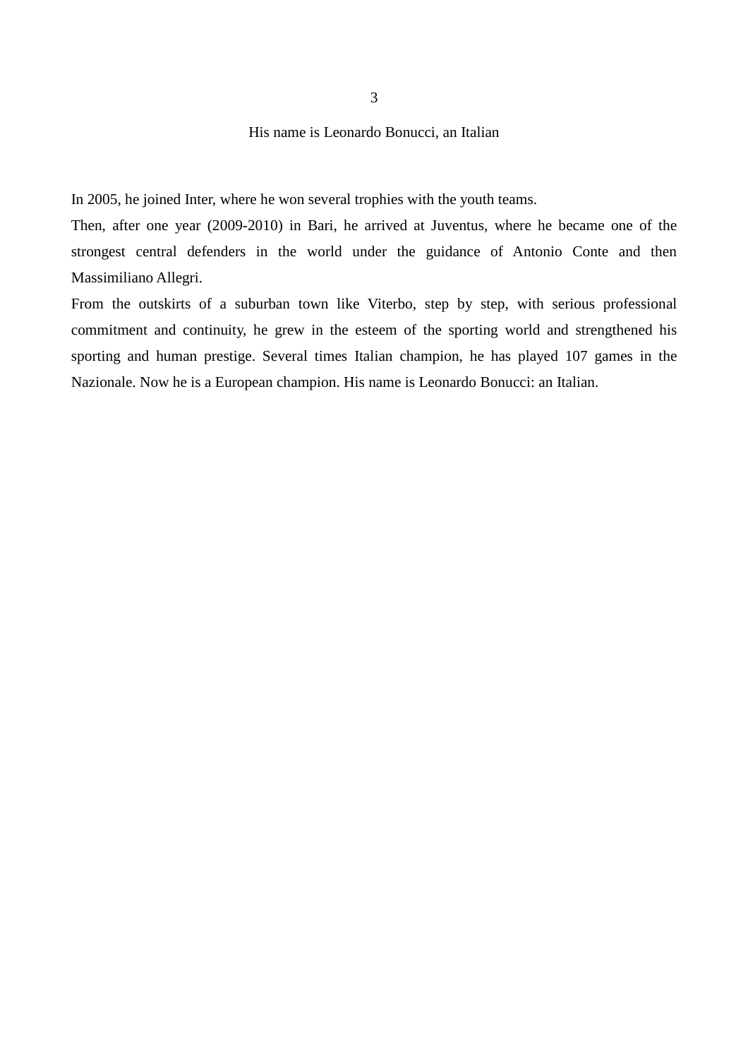His name is Leonardo Bonucci, an Italian

In 2005, he joined Inter, where he won several trophies with the youth teams.

Then, after one year (2009-2010) in Bari, he arrived at Juventus, where he became one of the strongest central defenders in the world under the guidance of Antonio Conte and then Massimiliano Allegri.

From the outskirts of a suburban town like Viterbo, step by step, with serious professional commitment and continuity, he grew in the esteem of the sporting world and strengthened his sporting and human prestige. Several times Italian champion, he has played 107 games in the Nazionale. Now he is a European champion. His name is Leonardo Bonucci: an Italian.